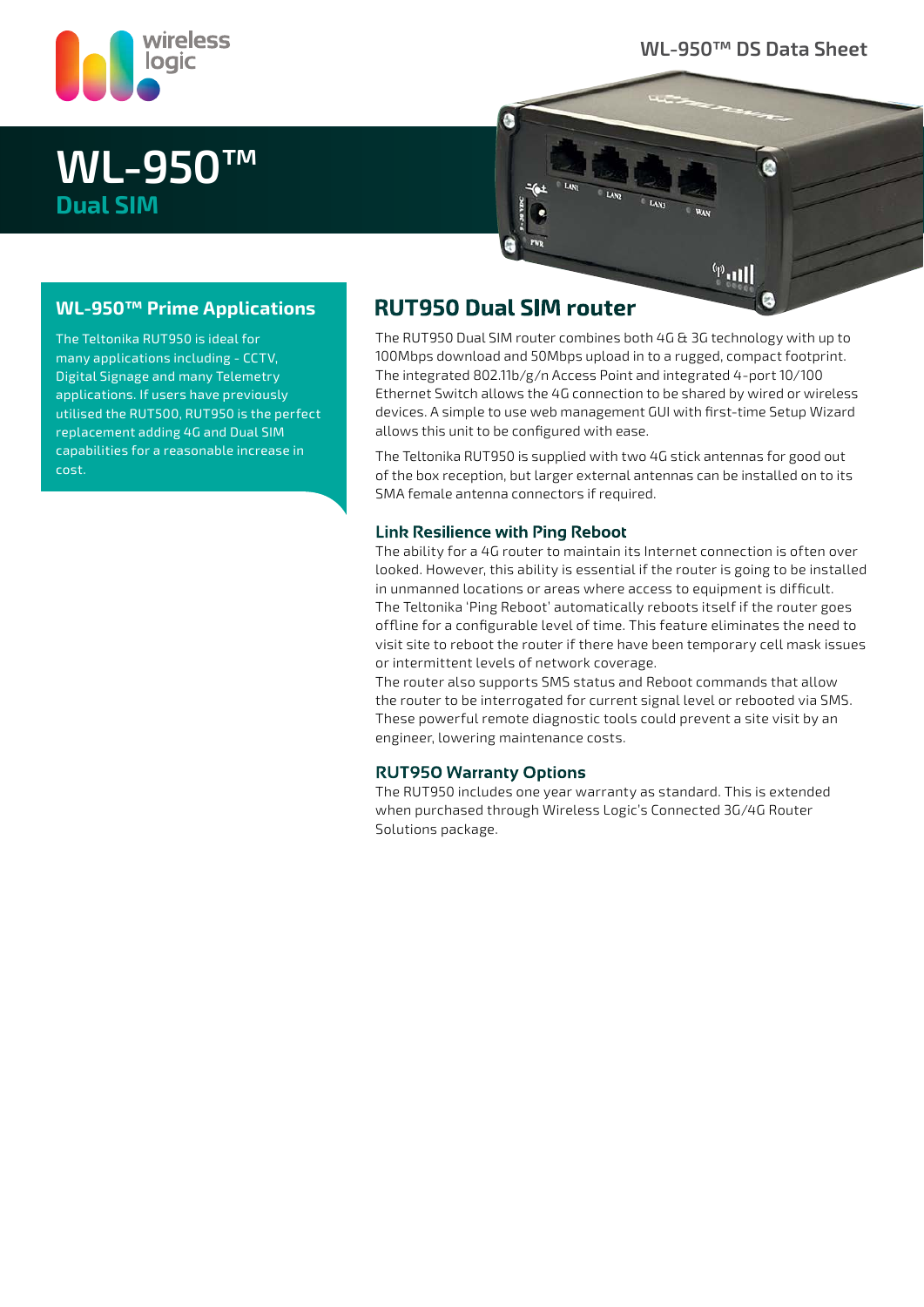# WL-950™ Dual SIM

## WL-950™ Prime Applications

The Teltonika RUT950 is ideal for many applications including - CCTV, Digital Signage and many Telemetry applications. If users have previously utilised the RUT500, RUT950 is the perfect replacement adding 4G and Dual SIM capabilities for a reasonable increase in cost.

## RUT950 Dual SIM router

The RUT950 Dual SIM router combines both 4G & 3G technology with up to 100Mbps download and 50Mbps upload in to a rugged, compact footprint. The integrated 802.11b/g/n Access Point and integrated 4-port 10/100 Ethernet Switch allows the 4G connection to be shared by wired or wireless devices. A simple to use web management GUI with first-time Setup Wizard allows this unit to be configured with ease.

The Teltonika RUT950 is supplied with two 4G stick antennas for good out of the box reception, but larger external antennas can be installed on to its SMA female antenna connectors if required.

### Link Resilience with Ping Reboot

The ability for a 4G router to maintain its Internet connection is often over looked. However, this ability is essential if the router is going to be installed in unmanned locations or areas where access to equipment is difficult. The Teltonika 'Ping Reboot' automatically reboots itself if the router goes offline for a configurable level of time. This feature eliminates the need to visit site to reboot the router if there have been temporary cell mask issues or intermittent levels of network coverage.
The router also supports SMS status and Reboot commands that allow the router to be interrogated for current signal level or rebooted via SMS. These powerful remote diagnostic tools could prevent a site visit by an engineer, lowering maintenance costs.

### RUT950 Warranty Options

The RUT950 includes one year warranty as standard. This is extended when purchased through Wireless Logic's Connected 3G/4G Router Solutions package.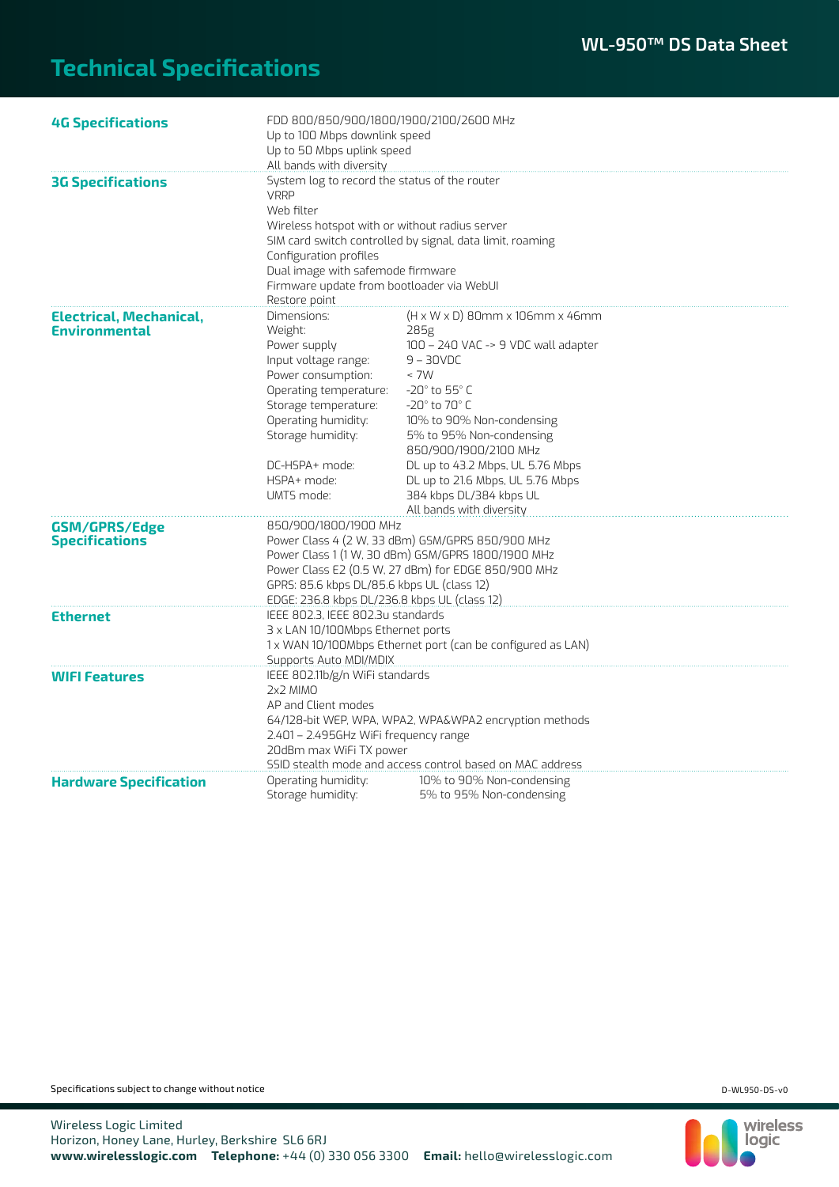# Technical Specifications

| | | |
|---|---|---|
| **4G Specifications** | FDD 800/850/900/1800/1900/2100/2600 MHz<br>Up to 100 Mbps downlink speed<br>Up to 50 Mbps uplink speed<br>All bands with diversity | |
| **3G Specifications** | System log to record the status of the router<br>VRRP<br>Web filter<br>Wireless hotspot with or without radius server<br>SIM card switch controlled by signal, data limit, roaming<br>Configuration profiles<br>Dual image with safemode firmware<br>Firmware update from bootloader via WebUI<br>Restore point | |
| **Electrical, Mechanical, Environmental** | Dimensions: | (H x W x D) 80mm x 106mm x 46mm |
| | Weight: | 285g |
| | Power supply | 100 – 240 VAC -> 9 VDC wall adapter |
| | Input voltage range: | 9 – 30VDC |
| | Power consumption: | < 7W |
| | Operating temperature: | -20° to 55° C |
| | Storage temperature: | -20° to 70° C |
| | Operating humidity: | 10% to 90% Non-condensing |
| | Storage humidity: | 5% to 95% Non-condensing<br>850/900/1900/2100 MHz |
| | DC-HSPA+ mode: | DL up to 43.2 Mbps, UL 5.76 Mbps |
| | HSPA+ mode: | DL up to 21.6 Mbps, UL 5.76 Mbps |
| | UMTS mode: | 384 kbps DL/384 kbps UL<br>All bands with diversity |
| **GSM/GPRS/Edge Specifications** | 850/900/1800/1900 MHz<br>Power Class 4 (2 W, 33 dBm) GSM/GPRS 850/900 MHz<br>Power Class 1 (1 W, 30 dBm) GSM/GPRS 1800/1900 MHz<br>Power Class E2 (0.5 W, 27 dBm) for EDGE 850/900 MHz<br>GPRS: 85.6 kbps DL/85.6 kbps UL (class 12)<br>EDGE: 236.8 kbps DL/236.8 kbps UL (class 12) | |
| **Ethernet** | IEEE 802.3, IEEE 802.3u standards<br>3 x LAN 10/100Mbps Ethernet ports<br>1 x WAN 10/100Mbps Ethernet port (can be configured as LAN)<br>Supports Auto MDI/MDIX | |
| **WIFI Features** | IEEE 802.11b/g/n WiFi standards<br>2x2 MIMO<br>AP and Client modes<br>64/128-bit WEP, WPA, WPA2, WPA&WPA2 encryption methods<br>2.401 – 2.495GHz WiFi frequency range<br>20dBm max WiFi TX power<br>SSID stealth mode and access control based on MAC address | |
| **Hardware Specification** | Operating humidity: | 10% to 90% Non-condensing |
| | Storage humidity: | 5% to 95% Non-condensing |

Specifications subject to change without notice

D-WL950-DS-v0

Wireless Logic Limited
Horizon, Honey Lane, Hurley, Berkshire SL6 6RJ
**www.wirelesslogic.com** **Telephone:** +44 (0) 330 056 3300 **Email:** hello@wirelesslogic.com